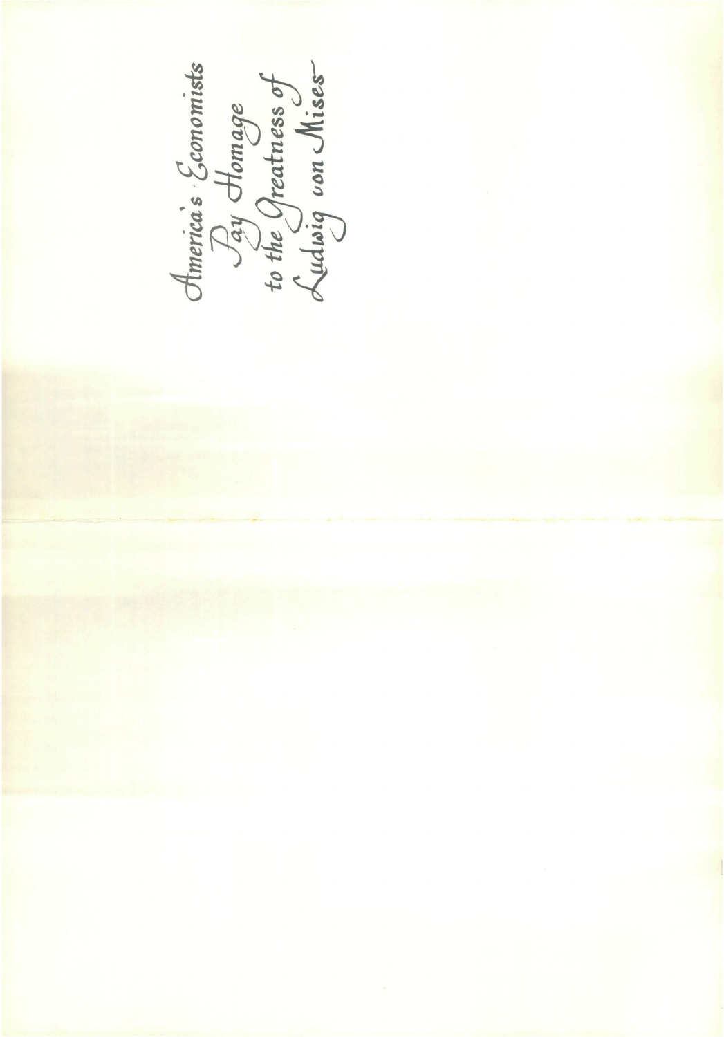*America's Economists
Pay Homage
to the Greatness of
Ludwig von Mises—*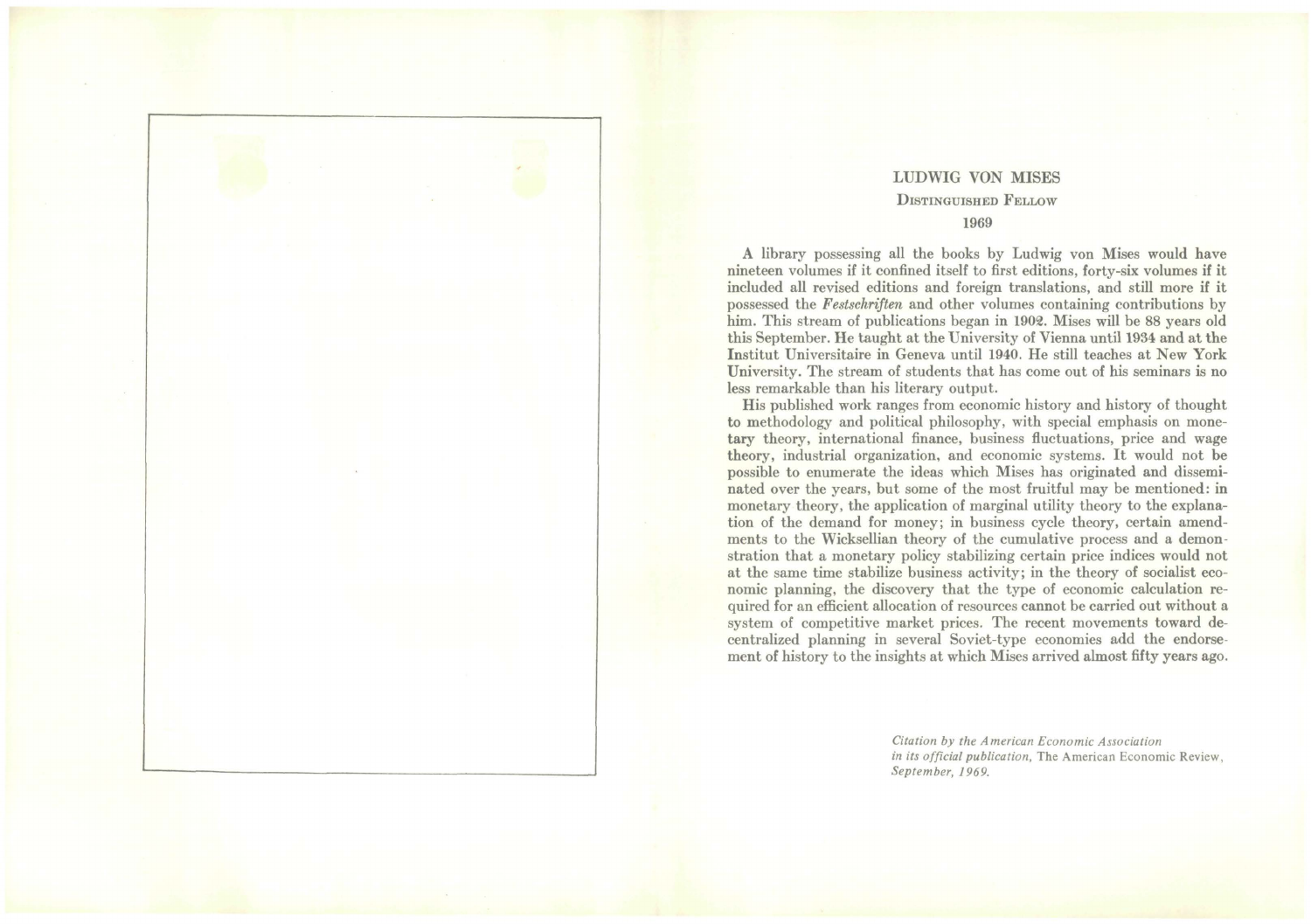# LUDWIG VON MISES

## Distinguished Fellow

## 1969

A library possessing all the books by Ludwig von Mises would have nineteen volumes if it confined itself to first editions, forty-six volumes if it included all revised editions and foreign translations, and still more if it possessed the *Festschriften* and other volumes containing contributions by him. This stream of publications began in 1902. Mises will be 88 years old this September. He taught at the University of Vienna until 1934 and at the Institut Universitaire in Geneva until 1940. He still teaches at New York University. The stream of students that has come out of his seminars is no less remarkable than his literary output.

His published work ranges from economic history and history of thought to methodology and political philosophy, with special emphasis on monetary theory, international finance, business fluctuations, price and wage theory, industrial organization, and economic systems. It would not be possible to enumerate the ideas which Mises has originated and disseminated over the years, but some of the most fruitful may be mentioned: in monetary theory, the application of marginal utility theory to the explanation of the demand for money; in business cycle theory, certain amendments to the Wicksellian theory of the cumulative process and a demonstration that a monetary policy stabilizing certain price indices would not at the same time stabilize business activity; in the theory of socialist economic planning, the discovery that the type of economic calculation required for an efficient allocation of resources cannot be carried out without a system of competitive market prices. The recent movements toward decentralized planning in several Soviet-type economies add the endorsement of history to the insights at which Mises arrived almost fifty years ago.

*Citation by the American Economic Association in its official publication,* The American Economic Review, *September, 1969.*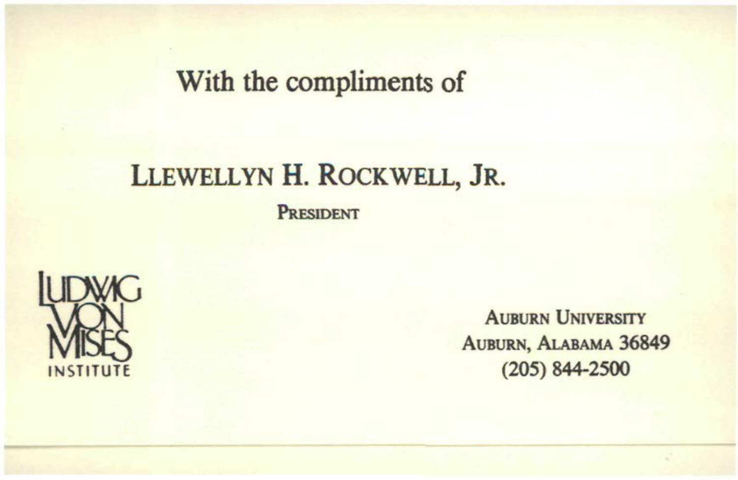With the compliments of

LLEWELLYN H. ROCKWELL, JR.

PRESIDENT

LUDWIG VON MISES INSTITUTE

AUBURN UNIVERSITY
AUBURN, ALABAMA 36849
(205) 844-2500